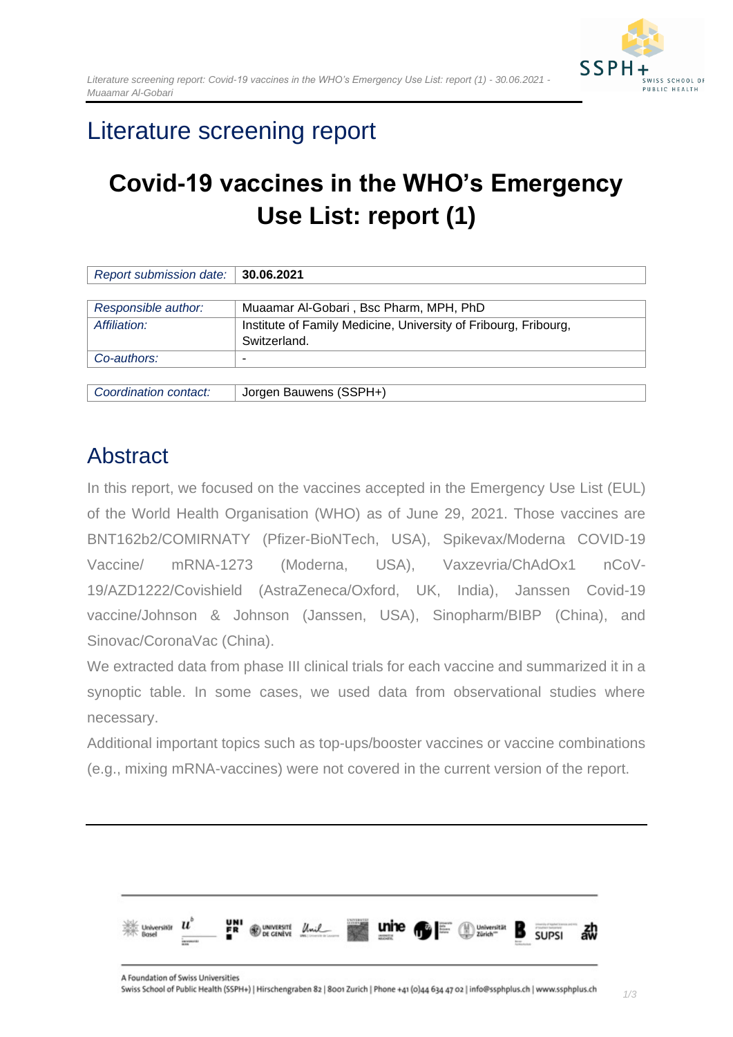# Literature screening report

## Covid-19 vaccines in the WHO's Emergency Use List: report (1)

| *Report submission date:* | **30.06.2021** |
|---|---|

| *Responsible author:* | Muaamar Al-Gobari , Bsc Pharm, MPH, PhD |
|---|---|
| *Affiliation:* | Institute of Family Medicine, University of Fribourg, Fribourg, Switzerland. |
| *Co-authors:* | - |

| *Coordination contact:* | Jorgen Bauwens (SSPH+) |
|---|---|

## Abstract

In this report, we focused on the vaccines accepted in the Emergency Use List (EUL) of the World Health Organisation (WHO) as of June 29, 2021. Those vaccines are BNT162b2/COMIRNATY (Pfizer-BioNTech, USA), Spikevax/Moderna COVID-19 Vaccine/ mRNA-1273 (Moderna, USA), Vaxzevria/ChAdOx1 nCoV-19/AZD1222/Covishield (AstraZeneca/Oxford, UK, India), Janssen Covid-19 vaccine/Johnson & Johnson (Janssen, USA), Sinopharm/BIBP (China), and Sinovac/CoronaVac (China).

We extracted data from phase III clinical trials for each vaccine and summarized it in a synoptic table. In some cases, we used data from observational studies where necessary.

Additional important topics such as top-ups/booster vaccines or vaccine combinations (e.g., mixing mRNA-vaccines) were not covered in the current version of the report.

A Foundation of Swiss Universities

Swiss School of Public Health (SSPH+) | Hirschengraben 82 | 8001 Zurich | Phone +41 (0)44 634 47 02 | info@ssphplus.ch | www.ssphplus.ch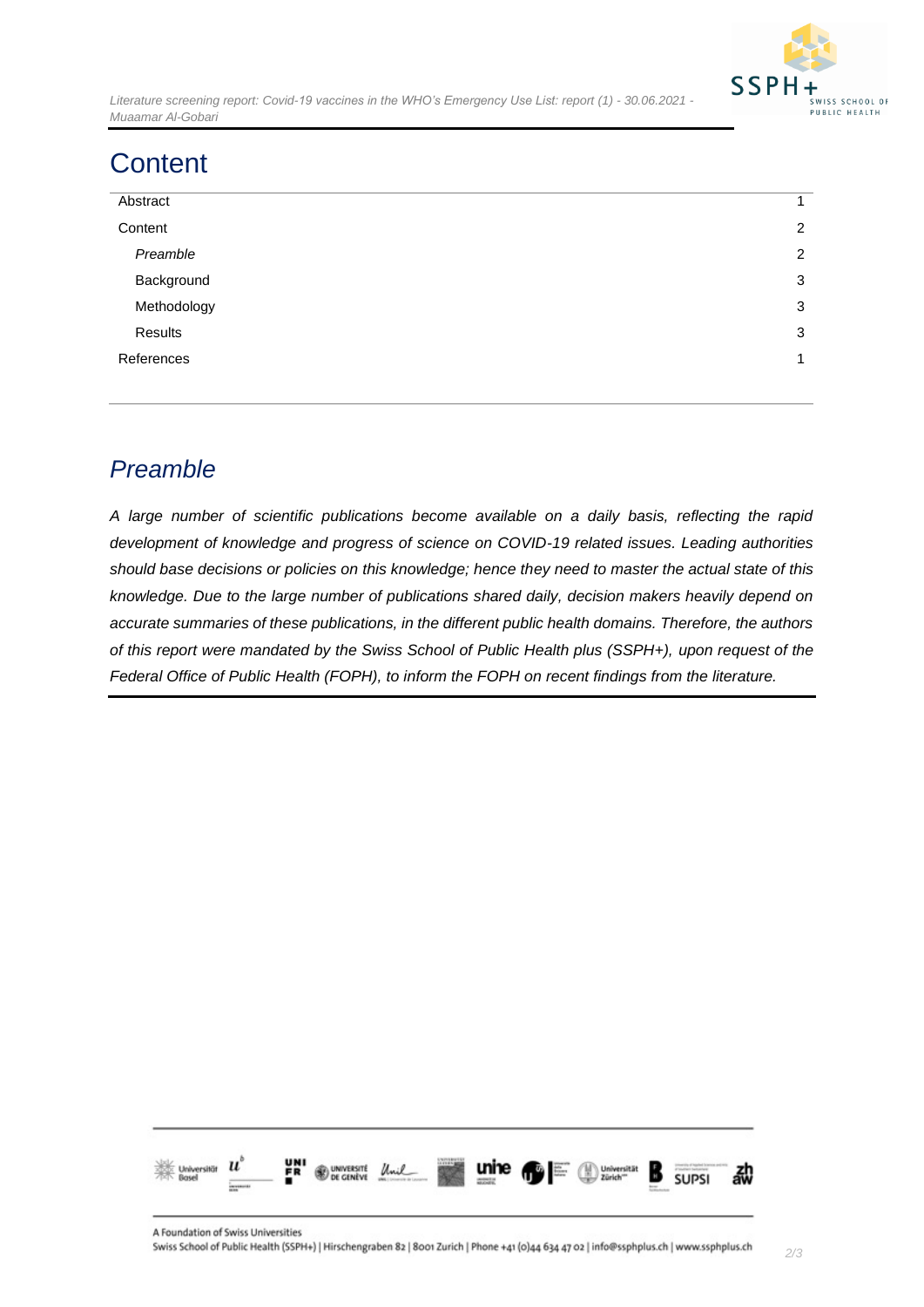# Content

| | |
|---|---|
| Abstract | 1 |
| Content | 2 |
| *Preamble* | 2 |
| Background | 3 |
| Methodology | 3 |
| Results | 3 |
| References | 1 |

## *Preamble*

*A large number of scientific publications become available on a daily basis, reflecting the rapid development of knowledge and progress of science on COVID-19 related issues. Leading authorities should base decisions or policies on this knowledge; hence they need to master the actual state of this knowledge. Due to the large number of publications shared daily, decision makers heavily depend on accurate summaries of these publications, in the different public health domains. Therefore, the authors of this report were mandated by the Swiss School of Public Health plus (SSPH+), upon request of the Federal Office of Public Health (FOPH), to inform the FOPH on recent findings from the literature.*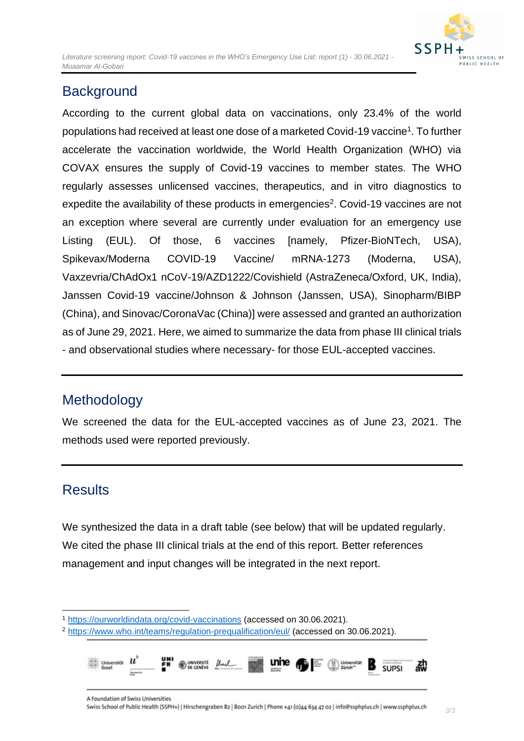## Background

According to the current global data on vaccinations, only 23.4% of the world populations had received at least one dose of a marketed Covid-19 vaccine[1]. To further accelerate the vaccination worldwide, the World Health Organization (WHO) via COVAX ensures the supply of Covid-19 vaccines to member states. The WHO regularly assesses unlicensed vaccines, therapeutics, and in vitro diagnostics to expedite the availability of these products in emergencies[2]. Covid-19 vaccines are not an exception where several are currently under evaluation for an emergency use Listing (EUL). Of those, 6 vaccines [namely, Pfizer-BioNTech, USA), Spikevax/Moderna COVID-19 Vaccine/ mRNA-1273 (Moderna, USA), Vaxzevria/ChAdOx1 nCoV-19/AZD1222/Covishield (AstraZeneca/Oxford, UK, India), Janssen Covid-19 vaccine/Johnson & Johnson (Janssen, USA), Sinopharm/BIBP (China), and Sinovac/CoronaVac (China)] were assessed and granted an authorization as of June 29, 2021. Here, we aimed to summarize the data from phase III clinical trials - and observational studies where necessary- for those EUL-accepted vaccines.

## Methodology

We screened the data for the EUL-accepted vaccines as of June 23, 2021. The methods used were reported previously.

## Results

We synthesized the data in a draft table (see below) that will be updated regularly. We cited the phase III clinical trials at the end of this report. Better references management and input changes will be integrated in the next report.

---

[1] https://ourworldindata.org/covid-vaccinations (accessed on 30.06.2021).

[2] https://www.who.int/teams/regulation-prequalification/eul/ (accessed on 30.06.2021).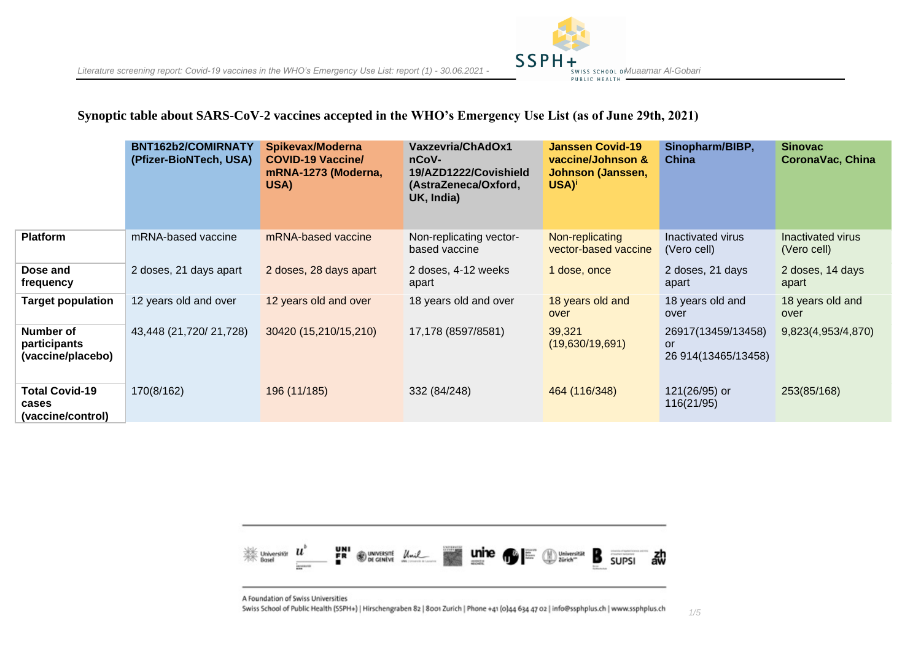**Synoptic table about SARS-CoV-2 vaccines accepted in the WHO's Emergency Use List (as of June 29th, 2021)**

| | BNT162b2/COMIRNATY (Pfizer-BioNTech, USA) | Spikevax/Moderna COVID-19 Vaccine/ mRNA-1273 (Moderna, USA) | Vaxzevria/ChAdOx1 nCoV-19/AZD1222/Covishield (AstraZeneca/Oxford, UK, India) | Janssen Covid-19 vaccine/Johnson & Johnson (Janssen, USA)[i] | Sinopharm/BIBP, China | Sinovac CoronaVac, China |
|---|---|---|---|---|---|---|
| **Platform** | mRNA-based vaccine | mRNA-based vaccine | Non-replicating vector-based vaccine | Non-replicating vector-based vaccine | Inactivated virus (Vero cell) | Inactivated virus (Vero cell) |
| **Dose and frequency** | 2 doses, 21 days apart | 2 doses, 28 days apart | 2 doses, 4-12 weeks apart | 1 dose, once | 2 doses, 21 days apart | 2 doses, 14 days apart |
| **Target population** | 12 years old and over | 12 years old and over | 18 years old and over | 18 years old and over | 18 years old and over | 18 years old and over |
| **Number of participants (vaccine/placebo)** | 43,448 (21,720/ 21,728) | 30420 (15,210/15,210) | 17,178 (8597/8581) | 39,321 (19,630/19,691) | 26917(13459/13458) or 26 914(13465/13458) | 9,823(4,953/4,870) |
| **Total Covid-19 cases (vaccine/control)** | 170(8/162) | 196 (11/185) | 332 (84/248) | 464 (116/348) | 121(26/95) or 116(21/95) | 253(85/168) |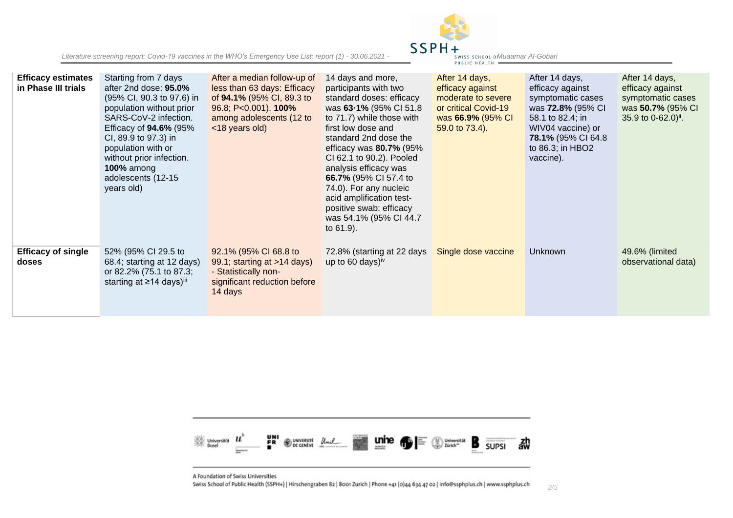| | | | | | | |
|---|---|---|---|---|---|---|
| **Efficacy estimates in Phase III trials** | Starting from 7 days after 2nd dose: **95.0%** (95% CI, 90.3 to 97.6) in population without prior SARS-CoV-2 infection. Efficacy of **94.6%** (95% CI, 89.9 to 97.3) in population with or without prior infection. **100%** among adolescents (12-15 years old) | After a median follow-up of less than 63 days: Efficacy of **94.1%** (95% CI, 89.3 to 96.8; P<0.001). **100%** among adolescents (12 to <18 years old) | 14 days and more, participants with two standard doses: efficacy was **63·1%** (95% CI 51.8 to 71.7) while those with first low dose and standard 2nd dose the efficacy was **80.7%** (95% CI 62.1 to 90.2). Pooled analysis efficacy was **66.7%** (95% CI 57.4 to 74.0). For any nucleic acid amplification test-positive swab: efficacy was 54.1% (95% CI 44.7 to 61.9). | After 14 days, efficacy against moderate to severe or critical Covid-19 was **66.9%** (95% CI 59.0 to 73.4). | After 14 days, efficacy against symptomatic cases was **72.8%** (95% CI 58.1 to 82.4; in WIV04 vaccine) or **78.1%** (95% CI 64.8 to 86.3; in HBO2 vaccine). | After 14 days, efficacy against symptomatic cases was **50.7%** (95% CI 35.9 to 0-62.0)[ii]. |
| **Efficacy of single doses** | 52% (95% CI 29.5 to 68.4; starting at 12 days) or 82.2% (75.1 to 87.3; starting at ≥14 days)[iii] | 92.1% (95% CI 68.8 to 99.1; starting at >14 days) - Statistically non-significant reduction before 14 days | 72.8% (starting at 22 days up to 60 days)[iv] | Single dose vaccine | Unknown | 49.6% (limited observational data) |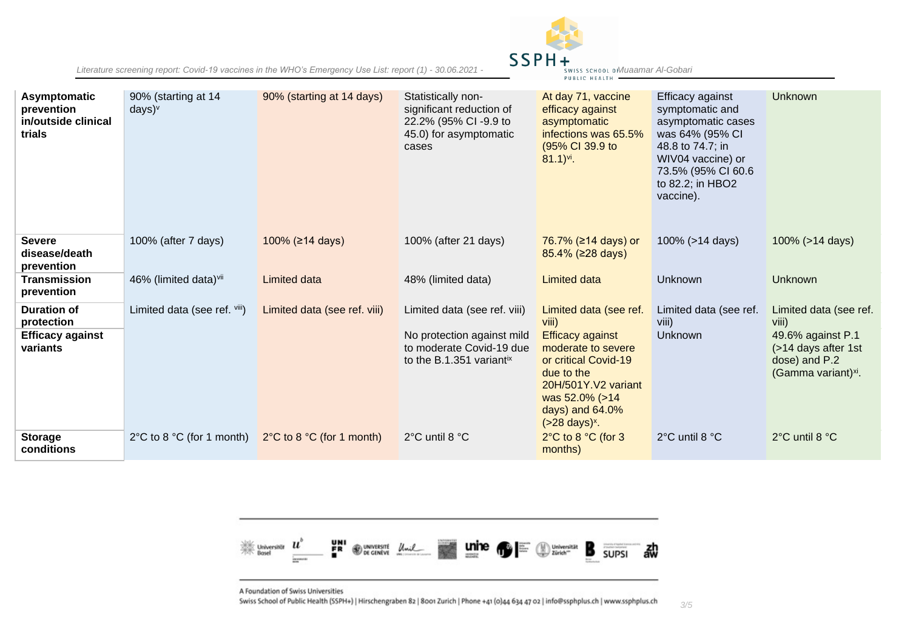| | | | | | | |
|---|---|---|---|---|---|---|
| **Asymptomatic prevention in/outside clinical trials** | 90% (starting at 14 days)[v] | 90% (starting at 14 days) | Statistically non-significant reduction of 22.2% (95% CI -9.9 to 45.0) for asymptomatic cases | At day 71, vaccine efficacy against asymptomatic infections was 65.5% (95% CI 39.9 to 81.1)[vi]. | Efficacy against symptomatic and asymptomatic cases was 64% (95% CI 48.8 to 74.7; in WIV04 vaccine) or 73.5% (95% CI 60.6 to 82.2; in HBO2 vaccine). | Unknown |
| **Severe disease/death prevention** | 100% (after 7 days) | 100% (≥14 days) | 100% (after 21 days) | 76.7% (≥14 days) or 85.4% (≥28 days) | 100% (>14 days) | 100% (>14 days) |
| **Transmission prevention** | 46% (limited data)[vii] | Limited data | 48% (limited data) | Limited data | Unknown | Unknown |
| **Duration of protection** | Limited data (see ref. [viii]) | Limited data (see ref. viii) | Limited data (see ref. viii) | Limited data (see ref. viii) | Limited data (see ref. viii) | Limited data (see ref. viii) |
| **Efficacy against variants** | | | No protection against mild to moderate Covid-19 due to the B.1.351 variant[ix] | Efficacy against moderate to severe or critical Covid-19 due to the 20H/501Y.V2 variant was 52.0% (>14 days) and 64.0% (>28 days)[x]. | Unknown | 49.6% against P.1 (>14 days after 1st dose) and P.2 (Gamma variant)[xi]. |
| **Storage conditions** | 2°C to 8 °C (for 1 month) | 2°C to 8 °C (for 1 month) | 2°C until 8 °C | 2°C to 8 °C (for 3 months) | 2°C until 8 °C | 2°C until 8 °C |

A Foundation of Swiss Universities

Swiss School of Public Health (SSPH+) | Hirschengraben 82 | 8001 Zurich | Phone +41 (0)44 634 47 02 | info@ssphplus.ch | www.ssphplus.ch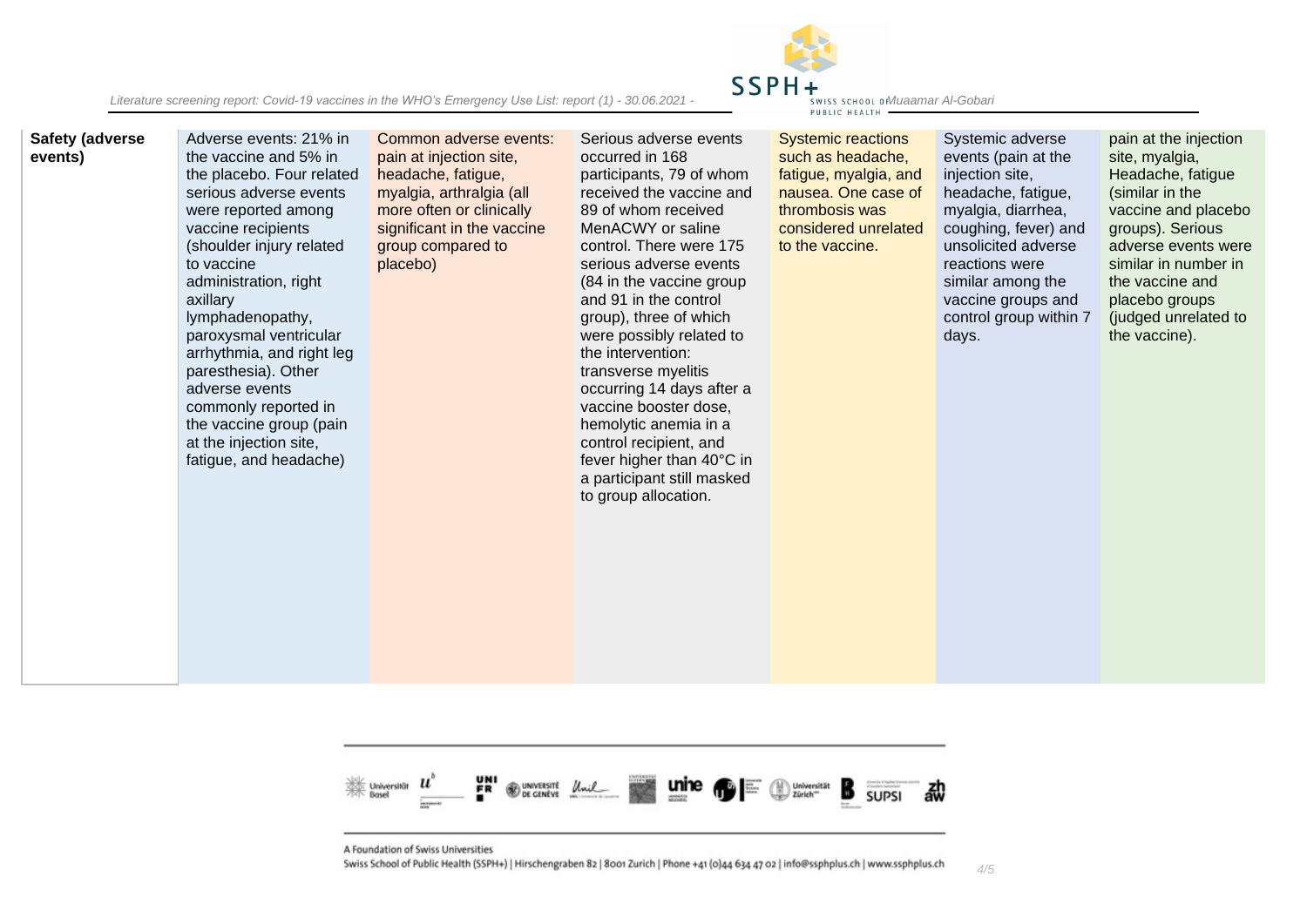| Safety (adverse events) | Adverse events: 21% in the vaccine and 5% in the placebo. Four related serious adverse events were reported among vaccine recipients (shoulder injury related to vaccine administration, right axillary lymphadenopathy, paroxysmal ventricular arrhythmia, and right leg paresthesia). Other adverse events commonly reported in the vaccine group (pain at the injection site, fatigue, and headache) | Common adverse events: pain at injection site, headache, fatigue, myalgia, arthralgia (all more often or clinically significant in the vaccine group compared to placebo) | Serious adverse events occurred in 168 participants, 79 of whom received the vaccine and 89 of whom received MenACWY or saline control. There were 175 serious adverse events (84 in the vaccine group and 91 in the control group), three of which were possibly related to the intervention: transverse myelitis occurring 14 days after a vaccine booster dose, hemolytic anemia in a control recipient, and fever higher than 40°C in a participant still masked to group allocation. | Systemic reactions such as headache, fatigue, myalgia, and nausea. One case of thrombosis was considered unrelated to the vaccine. | Systemic adverse events (pain at the injection site, headache, fatigue, myalgia, diarrhea, coughing, fever) and unsolicited adverse reactions were similar among the vaccine groups and control group within 7 days. | pain at the injection site, myalgia, Headache, fatigue (similar in the vaccine and placebo groups). Serious adverse events were similar in number in the vaccine and placebo groups (judged unrelated to the vaccine). |
|---|---|---|---|---|---|---|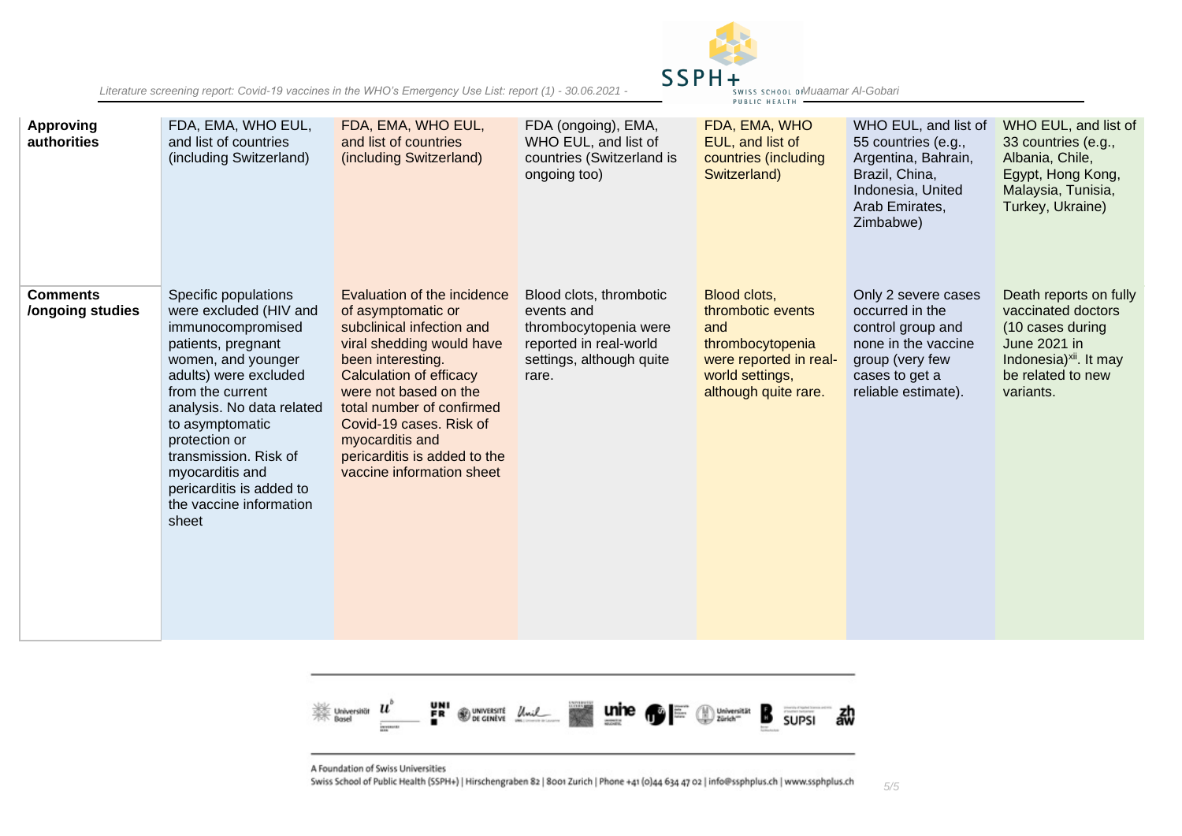| Approving authorities | FDA, EMA, WHO EUL, and list of countries (including Switzerland) | FDA, EMA, WHO EUL, and list of countries (including Switzerland) | FDA (ongoing), EMA, WHO EUL, and list of countries (Switzerland is ongoing too) | FDA, EMA, WHO EUL, and list of countries (including Switzerland) | WHO EUL, and list of 55 countries (e.g., Argentina, Bahrain, Brazil, China, Indonesia, United Arab Emirates, Zimbabwe) | WHO EUL, and list of 33 countries (e.g., Albania, Chile, Egypt, Hong Kong, Malaysia, Tunisia, Turkey, Ukraine) |
|---|---|---|---|---|---|---|
| **Comments /ongoing studies** | Specific populations were excluded (HIV and immunocompromised patients, pregnant women, and younger adults) were excluded from the current analysis. No data related to asymptomatic protection or transmission. Risk of myocarditis and pericarditis is added to the vaccine information sheet | Evaluation of the incidence of asymptomatic or subclinical infection and viral shedding would have been interesting. Calculation of efficacy were not based on the total number of confirmed Covid-19 cases. Risk of myocarditis and pericarditis is added to the vaccine information sheet | Blood clots, thrombotic events and thrombocytopenia were reported in real-world settings, although quite rare. | Blood clots, thrombotic events and thrombocytopenia were reported in real-world settings, although quite rare. | Only 2 severe cases occurred in the control group and none in the vaccine group (very few cases to get a reliable estimate). | Death reports on fully vaccinated doctors (10 cases during June 2021 in Indonesia)[xii]. It may be related to new variants. |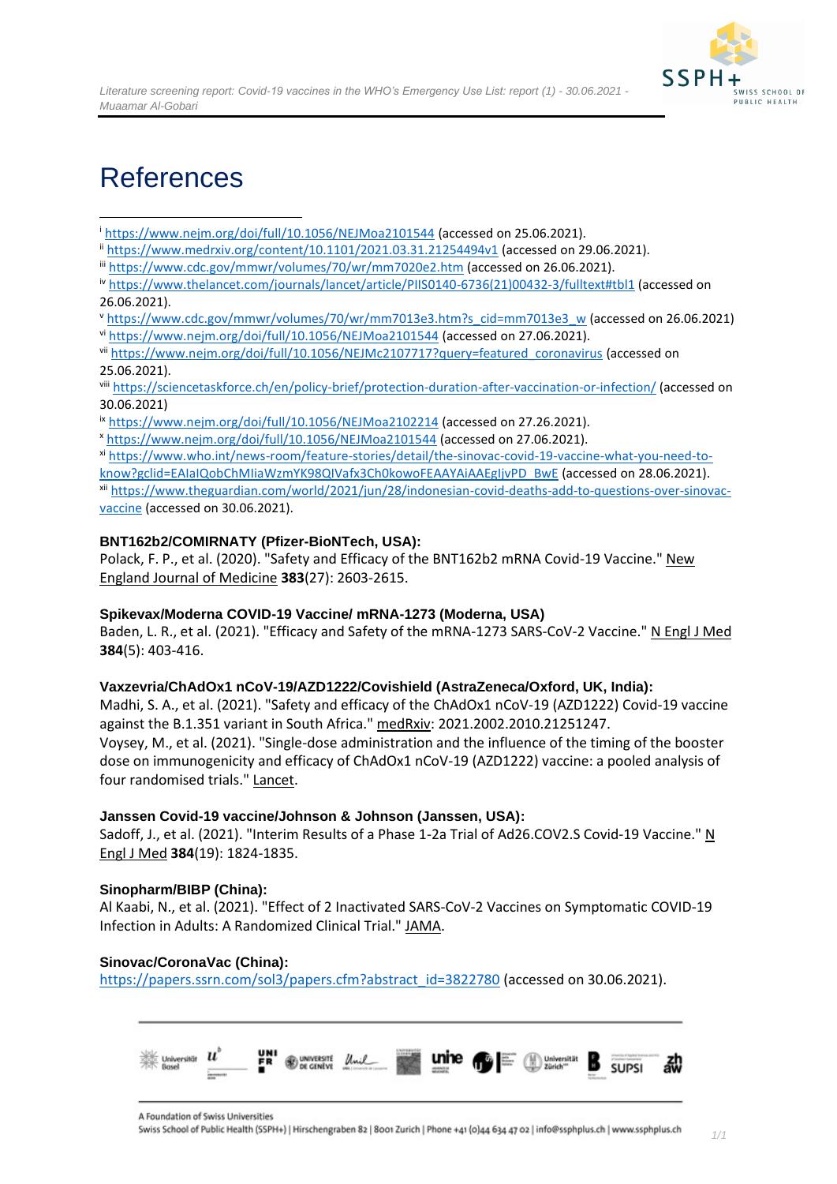# References

[i] https://www.nejm.org/doi/full/10.1056/NEJMoa2101544 (accessed on 25.06.2021).
[ii] https://www.medrxiv.org/content/10.1101/2021.03.31.21254494v1 (accessed on 29.06.2021).
[iii] https://www.cdc.gov/mmwr/volumes/70/wr/mm7020e2.htm (accessed on 26.06.2021).
[iv] https://www.thelancet.com/journals/lancet/article/PIIS0140-6736(21)00432-3/fulltext#tbl1 (accessed on 26.06.2021).
[v] https://www.cdc.gov/mmwr/volumes/70/wr/mm7013e3.htm?s_cid=mm7013e3_w (accessed on 26.06.2021)
[vi] https://www.nejm.org/doi/full/10.1056/NEJMoa2101544 (accessed on 27.06.2021).
[vii] https://www.nejm.org/doi/full/10.1056/NEJMc2107717?query=featured_coronavirus (accessed on 25.06.2021).
[viii] https://sciencetaskforce.ch/en/policy-brief/protection-duration-after-vaccination-or-infection/ (accessed on 30.06.2021)
[ix] https://www.nejm.org/doi/full/10.1056/NEJMoa2102214 (accessed on 27.26.2021).
[x] https://www.nejm.org/doi/full/10.1056/NEJMoa2101544 (accessed on 27.06.2021).
[xi] https://www.who.int/news-room/feature-stories/detail/the-sinovac-covid-19-vaccine-what-you-need-to-know?gclid=EAIaIQobChMIiaWzmYK98QIVafx3Ch0kowoFEAAYAiAAEgIjvPD_BwE (accessed on 28.06.2021).
[xii] https://www.theguardian.com/world/2021/jun/28/indonesian-covid-deaths-add-to-questions-over-sinovac-vaccine (accessed on 30.06.2021).

**BNT162b2/COMIRNATY (Pfizer-BioNTech, USA):**
Polack, F. P., et al. (2020). "Safety and Efficacy of the BNT162b2 mRNA Covid-19 Vaccine." New England Journal of Medicine **383**(27): 2603-2615.

**Spikevax/Moderna COVID-19 Vaccine/ mRNA-1273 (Moderna, USA)**
Baden, L. R., et al. (2021). "Efficacy and Safety of the mRNA-1273 SARS-CoV-2 Vaccine." N Engl J Med **384**(5): 403-416.

**Vaxzevria/ChAdOx1 nCoV-19/AZD1222/Covishield (AstraZeneca/Oxford, UK, India):**
Madhi, S. A., et al. (2021). "Safety and efficacy of the ChAdOx1 nCoV-19 (AZD1222) Covid-19 vaccine against the B.1.351 variant in South Africa." medRxiv: 2021.2002.2010.21251247.
Voysey, M., et al. (2021). "Single-dose administration and the influence of the timing of the booster dose on immunogenicity and efficacy of ChAdOx1 nCoV-19 (AZD1222) vaccine: a pooled analysis of four randomised trials." Lancet.

**Janssen Covid-19 vaccine/Johnson & Johnson (Janssen, USA):**
Sadoff, J., et al. (2021). "Interim Results of a Phase 1-2a Trial of Ad26.COV2.S Covid-19 Vaccine." N Engl J Med **384**(19): 1824-1835.

**Sinopharm/BIBP (China):**
Al Kaabi, N., et al. (2021). "Effect of 2 Inactivated SARS-CoV-2 Vaccines on Symptomatic COVID-19 Infection in Adults: A Randomized Clinical Trial." JAMA.

**Sinovac/CoronaVac (China):**
https://papers.ssrn.com/sol3/papers.cfm?abstract_id=3822780 (accessed on 30.06.2021).